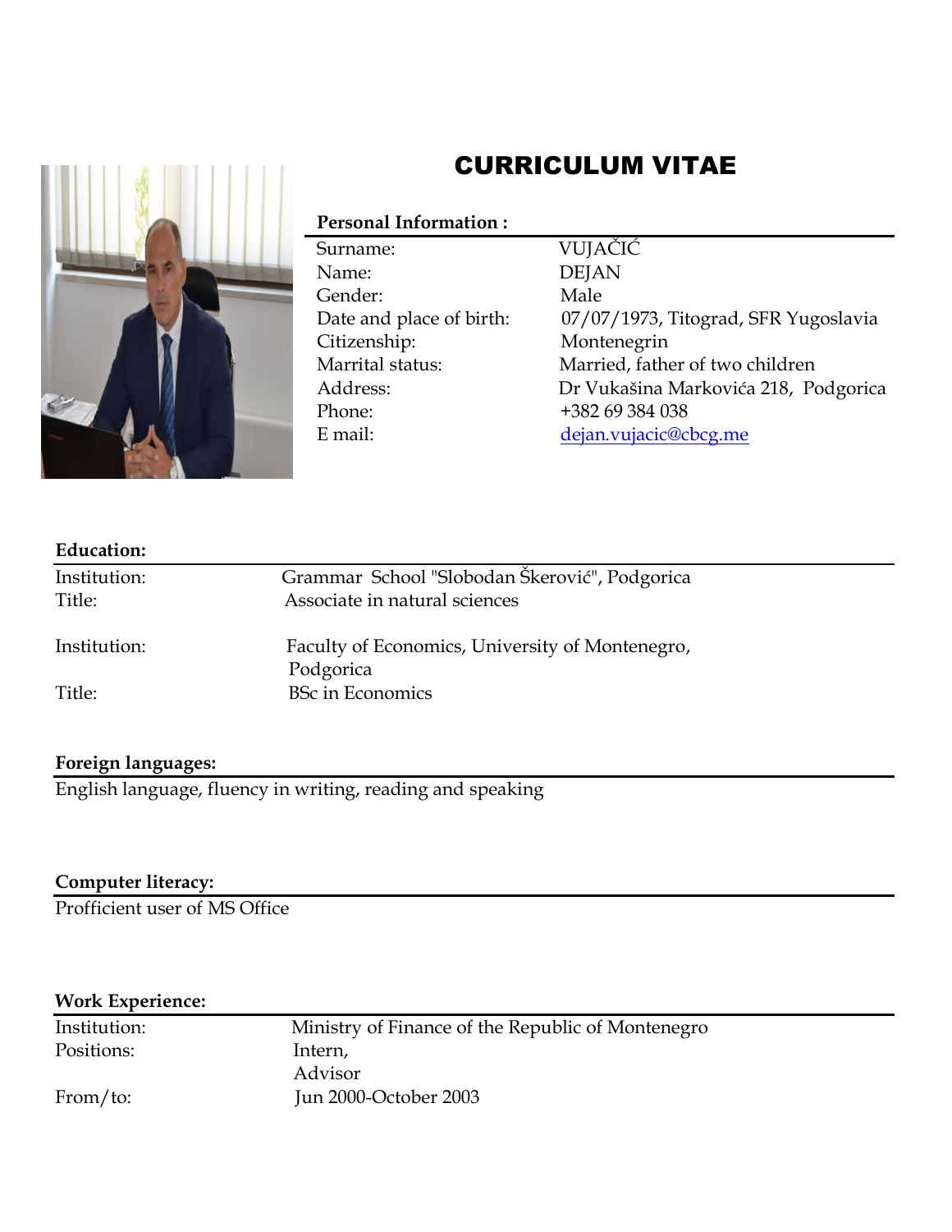# CURRICULUM VITAE

**Personal Information :**

| | |
|---|---|
| Surname: | VUJAČIĆ |
| Name: | DEJAN |
| Gender: | Male |
| Date and place of birth: | 07/07/1973, Titograd, SFR Yugoslavia |
| Citizenship: | Montenegrin |
| Marrital status: | Married, father of two children |
| Address: | Dr Vukašina Markovića 218, Podgorica |
| Phone: | +382 69 384 038 |
| E mail: | dejan.vujacic@cbcg.me |

**Education:**

| | |
|---|---|
| Institution: | Grammar School "Slobodan Škerović", Podgorica |
| Title: | Associate in natural sciences |
| Institution: | Faculty of Economics, University of Montenegro, Podgorica |
| Title: | BSc in Economics |

**Foreign languages:**

English language, fluency in writing, reading and speaking

**Computer literacy:**

Profficient user of MS Office

**Work Experience:**

| | |
|---|---|
| Institution: | Ministry of Finance of the Republic of Montenegro |
| Positions: | Intern,<br>Advisor |
| From/to: | Jun 2000-October 2003 |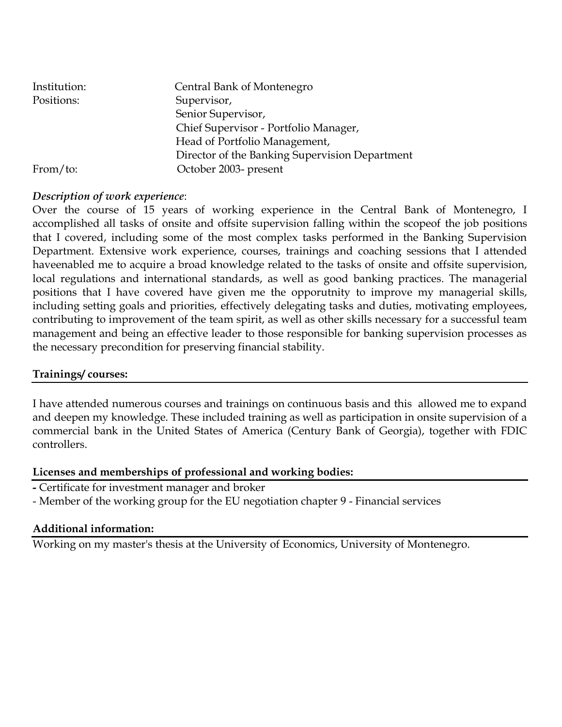| | |
|---|---|
| Institution: | Central Bank of Montenegro |
| Positions: | Supervisor,<br>Senior Supervisor,<br>Chief Supervisor - Portfolio Manager,<br>Head of Portfolio Management,<br>Director of the Banking Supervision Department |
| From/to: | October 2003- present |

***Description of work experience***:

Over the course of 15 years of working experience in the Central Bank of Montenegro, I accomplished all tasks of onsite and offsite supervision falling within the scopeof the job positions that I covered, including some of the most complex tasks performed in the Banking Supervision Department. Extensive work experience, courses, trainings and coaching sessions that I attended haveenabled me to acquire a broad knowledge related to the tasks of onsite and offsite supervision, local regulations and international standards, as well as good banking practices. The managerial positions that I have covered have given me the opporutnity to improve my managerial skills, including setting goals and priorities, effectively delegating tasks and duties, motivating employees, contributing to improvement of the team spirit, as well as other skills necessary for a successful team management and being an effective leader to those responsible for banking supervision processes as the necessary precondition for preserving financial stability.

**Trainings/ courses:**

I have attended numerous courses and trainings on continuous basis and this allowed me to expand and deepen my knowledge. These included training as well as participation in onsite supervision of a commercial bank in the United States of America (Century Bank of Georgia), together with FDIC controllers.

**Licenses and memberships of professional and working bodies:**

- Certificate for investment manager and broker
- Member of the working group for the EU negotiation chapter 9 - Financial services

**Additional information:**

Working on my master's thesis at the University of Economics, University of Montenegro.